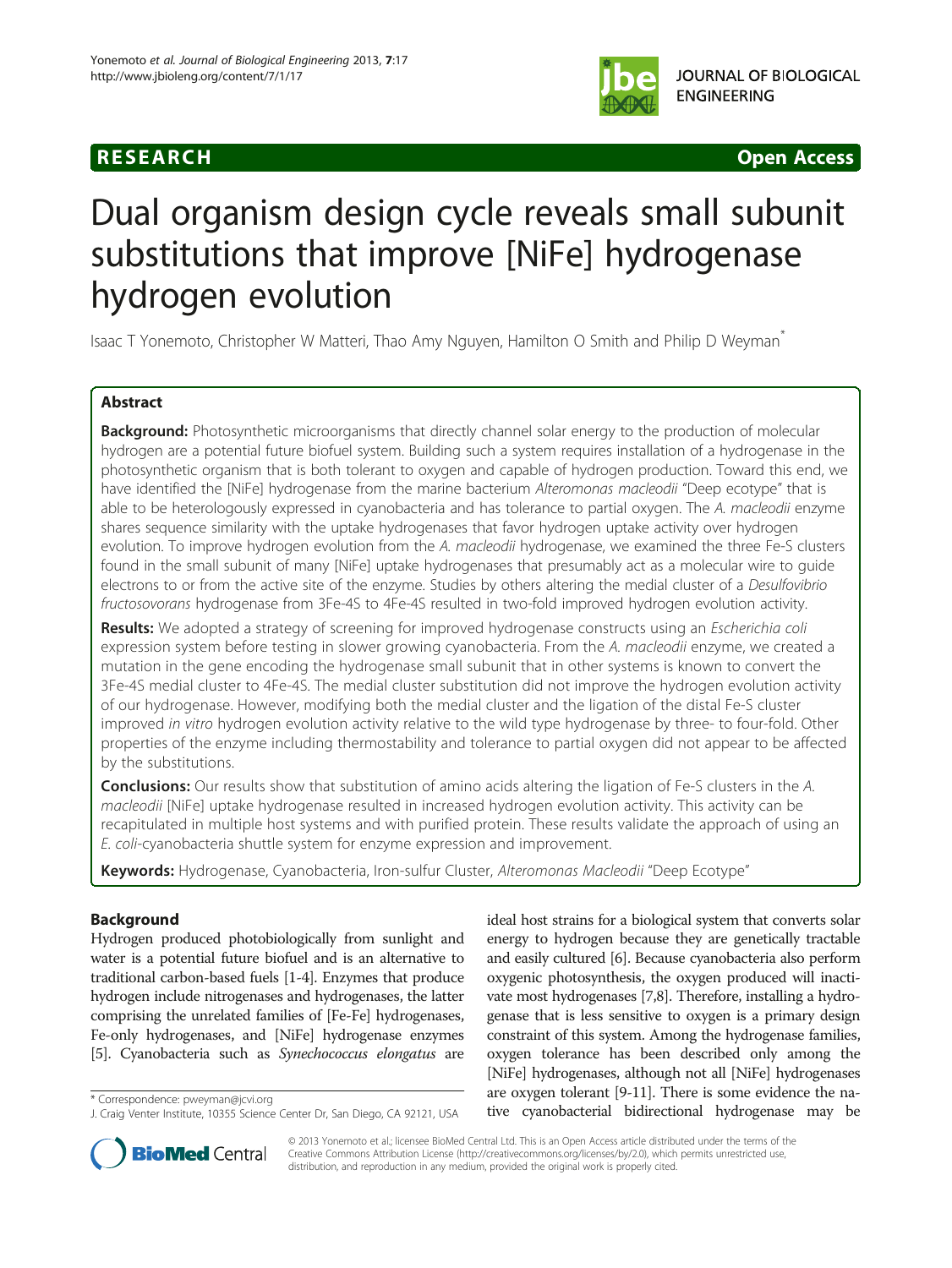**RESEARCH** **Open Access**

# Dual organism design cycle reveals small subunit substitutions that improve [NiFe] hydrogenase hydrogen evolution

Isaac T Yonemoto, Christopher W Matteri, Thao Amy Nguyen, Hamilton O Smith and Philip D Weyman*

## Abstract

**Background:** Photosynthetic microorganisms that directly channel solar energy to the production of molecular hydrogen are a potential future biofuel system. Building such a system requires installation of a hydrogenase in the photosynthetic organism that is both tolerant to oxygen and capable of hydrogen production. Toward this end, we have identified the [NiFe] hydrogenase from the marine bacterium *Alteromonas macleodii* "Deep ecotype" that is able to be heterologously expressed in cyanobacteria and has tolerance to partial oxygen. The *A. macleodii* enzyme shares sequence similarity with the uptake hydrogenases that favor hydrogen uptake activity over hydrogen evolution. To improve hydrogen evolution from the *A. macleodii* hydrogenase, we examined the three Fe-S clusters found in the small subunit of many [NiFe] uptake hydrogenases that presumably act as a molecular wire to guide electrons to or from the active site of the enzyme. Studies by others altering the medial cluster of a *Desulfovibrio fructosovorans* hydrogenase from 3Fe-4S to 4Fe-4S resulted in two-fold improved hydrogen evolution activity.

**Results:** We adopted a strategy of screening for improved hydrogenase constructs using an *Escherichia coli* expression system before testing in slower growing cyanobacteria. From the *A. macleodii* enzyme, we created a mutation in the gene encoding the hydrogenase small subunit that in other systems is known to convert the 3Fe-4S medial cluster to 4Fe-4S. The medial cluster substitution did not improve the hydrogen evolution activity of our hydrogenase. However, modifying both the medial cluster and the ligation of the distal Fe-S cluster improved *in vitro* hydrogen evolution activity relative to the wild type hydrogenase by three- to four-fold. Other properties of the enzyme including thermostability and tolerance to partial oxygen did not appear to be affected by the substitutions.

**Conclusions:** Our results show that substitution of amino acids altering the ligation of Fe-S clusters in the *A. macleodii* [NiFe] uptake hydrogenase resulted in increased hydrogen evolution activity. This activity can be recapitulated in multiple host systems and with purified protein. These results validate the approach of using an *E. coli*-cyanobacteria shuttle system for enzyme expression and improvement.

**Keywords:** Hydrogenase, Cyanobacteria, Iron-sulfur Cluster, *Alteromonas Macleodii* "Deep Ecotype"

## Background

Hydrogen produced photobiologically from sunlight and water is a potential future biofuel and is an alternative to traditional carbon-based fuels [1-4]. Enzymes that produce hydrogen include nitrogenases and hydrogenases, the latter comprising the unrelated families of [Fe-Fe] hydrogenases, Fe-only hydrogenases, and [NiFe] hydrogenase enzymes [5]. Cyanobacteria such as *Synechococcus elongatus* are ideal host strains for a biological system that converts solar energy to hydrogen because they are genetically tractable and easily cultured [6]. Because cyanobacteria also perform oxygenic photosynthesis, the oxygen produced will inactivate most hydrogenases [7,8]. Therefore, installing a hydrogenase that is less sensitive to oxygen is a primary design constraint of this system. Among the hydrogenase families, oxygen tolerance has been described only among the [NiFe] hydrogenases, although not all [NiFe] hydrogenases are oxygen tolerant [9-11]. There is some evidence the native cyanobacterial bidirectional hydrogenase may be

\* Correspondence: pweyman@jcvi.org
J. Craig Venter Institute, 10355 Science Center Dr, San Diego, CA 92121, USA

© 2013 Yonemoto et al.; licensee BioMed Central Ltd. This is an Open Access article distributed under the terms of the Creative Commons Attribution License (http://creativecommons.org/licenses/by/2.0), which permits unrestricted use, distribution, and reproduction in any medium, provided the original work is properly cited.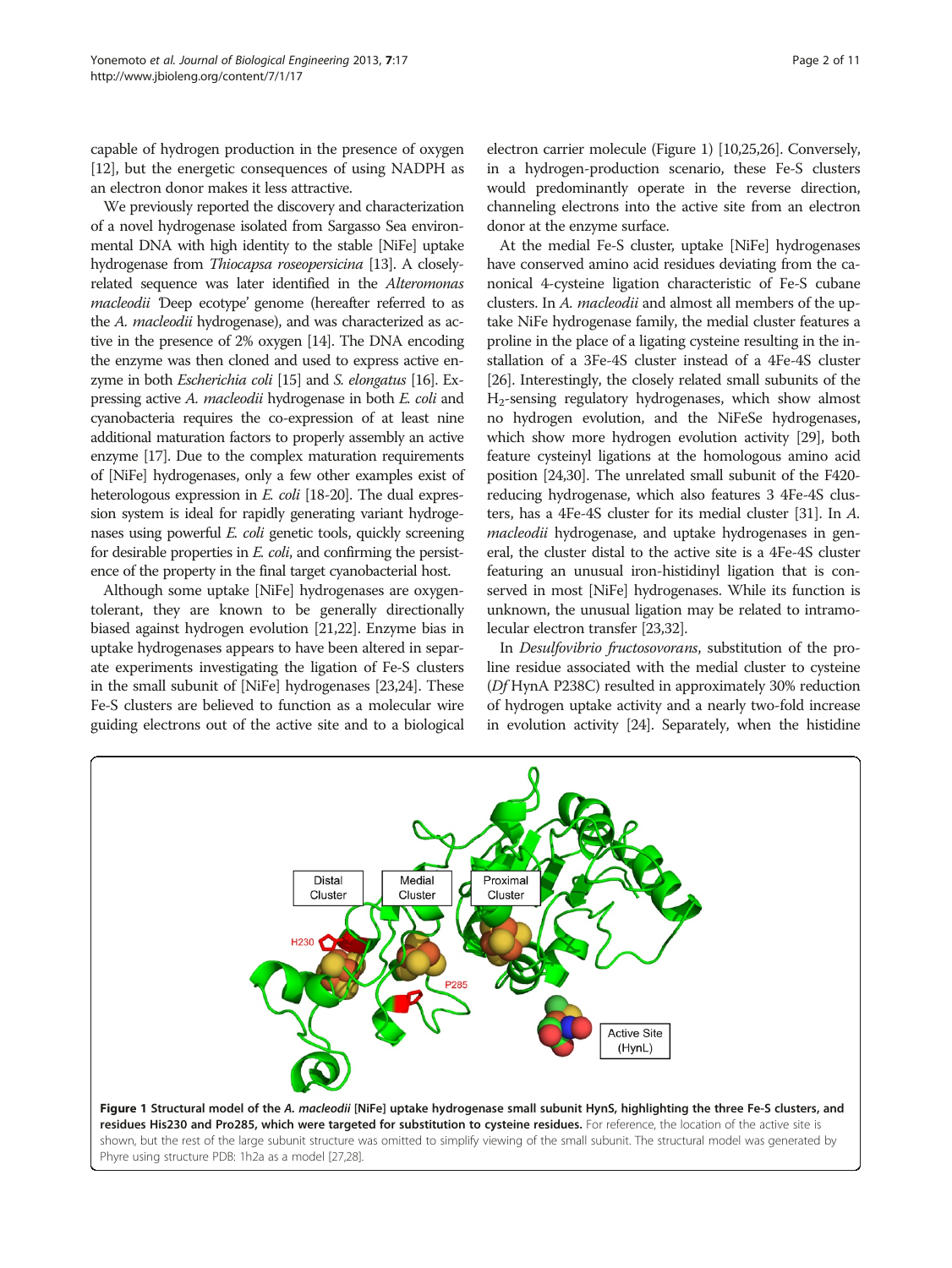capable of hydrogen production in the presence of oxygen [12], but the energetic consequences of using NADPH as an electron donor makes it less attractive.

We previously reported the discovery and characterization of a novel hydrogenase isolated from Sargasso Sea environmental DNA with high identity to the stable [NiFe] uptake hydrogenase from *Thiocapsa roseopersicina* [13]. A closely-related sequence was later identified in the *Alteromonas macleodii* 'Deep ecotype' genome (hereafter referred to as the *A. macleodii* hydrogenase), and was characterized as active in the presence of 2% oxygen [14]. The DNA encoding the enzyme was then cloned and used to express active enzyme in both *Escherichia coli* [15] and *S. elongatus* [16]. Expressing active *A. macleodii* hydrogenase in both *E. coli* and cyanobacteria requires the co-expression of at least nine additional maturation factors to properly assembly an active enzyme [17]. Due to the complex maturation requirements of [NiFe] hydrogenases, only a few other examples exist of heterologous expression in *E. coli* [18-20]. The dual expression system is ideal for rapidly generating variant hydrogenases using powerful *E. coli* genetic tools, quickly screening for desirable properties in *E. coli*, and confirming the persistence of the property in the final target cyanobacterial host.

Although some uptake [NiFe] hydrogenases are oxygen-tolerant, they are known to be generally directionally biased against hydrogen evolution [21,22]. Enzyme bias in uptake hydrogenases appears to have been altered in separate experiments investigating the ligation of Fe-S clusters in the small subunit of [NiFe] hydrogenases [23,24]. These Fe-S clusters are believed to function as a molecular wire guiding electrons out of the active site and to a biological electron carrier molecule (Figure 1) [10,25,26]. Conversely, in a hydrogen-production scenario, these Fe-S clusters would predominantly operate in the reverse direction, channeling electrons into the active site from an electron donor at the enzyme surface.

At the medial Fe-S cluster, uptake [NiFe] hydrogenases have conserved amino acid residues deviating from the canonical 4-cysteine ligation characteristic of Fe-S cubane clusters. In *A. macleodii* and almost all members of the uptake NiFe hydrogenase family, the medial cluster features a proline in the place of a ligating cysteine resulting in the installation of a 3Fe-4S cluster instead of a 4Fe-4S cluster [26]. Interestingly, the closely related small subunits of the $H_2$-sensing regulatory hydrogenases, which show almost no hydrogen evolution, and the NiFeSe hydrogenases, which show more hydrogen evolution activity [29], both feature cysteinyl ligations at the homologous amino acid position [24,30]. The unrelated small subunit of the F420-reducing hydrogenase, which also features 3 4Fe-4S clusters, has a 4Fe-4S cluster for its medial cluster [31]. In *A. macleodii* hydrogenase, and uptake hydrogenases in general, the cluster distal to the active site is a 4Fe-4S cluster featuring an unusual iron-histidinyl ligation that is conserved in most [NiFe] hydrogenases. While its function is unknown, the unusual ligation may be related to intramolecular electron transfer [23,32].

In *Desulfovibrio fructosovorans*, substitution of the proline residue associated with the medial cluster to cysteine (*Df* HynA P238C) resulted in approximately 30% reduction of hydrogen uptake activity and a nearly two-fold increase in evolution activity [24]. Separately, when the histidine

**Figure 1 Structural model of the *A. macleodii* [NiFe] uptake hydrogenase small subunit HynS, highlighting the three Fe-S clusters, and residues His230 and Pro285, which were targeted for substitution to cysteine residues.** For reference, the location of the active site is shown, but the rest of the large subunit structure was omitted to simplify viewing of the small subunit. The structural model was generated by Phyre using structure PDB: 1h2a as a model [27,28].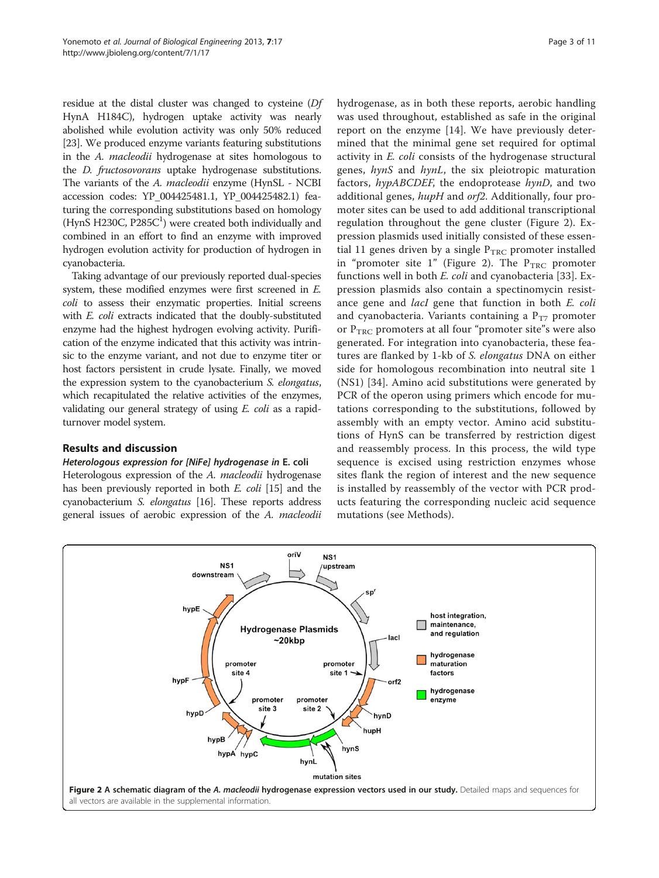residue at the distal cluster was changed to cysteine (*Df* HynA H184C), hydrogen uptake activity was nearly abolished while evolution activity was only 50% reduced [23]. We produced enzyme variants featuring substitutions in the *A. macleodii* hydrogenase at sites homologous to the *D. fructosovorans* uptake hydrogenase substitutions. The variants of the *A. macleodii* enzyme (HynSL - NCBI accession codes: YP_004425481.1, YP_004425482.1) featuring the corresponding substitutions based on homology (HynS H230C, P285C[1]) were created both individually and combined in an effort to find an enzyme with improved hydrogen evolution activity for production of hydrogen in cyanobacteria.

Taking advantage of our previously reported dual-species system, these modified enzymes were first screened in *E. coli* to assess their enzymatic properties. Initial screens with *E. coli* extracts indicated that the doubly-substituted enzyme had the highest hydrogen evolving activity. Purification of the enzyme indicated that this activity was intrinsic to the enzyme variant, and not due to enzyme titer or host factors persistent in crude lysate. Finally, we moved the expression system to the cyanobacterium *S. elongatus*, which recapitulated the relative activities of the enzymes, validating our general strategy of using *E. coli* as a rapid-turnover model system.

## Results and discussion

### Heterologous expression for [NiFe] hydrogenase in *E. coli*

Heterologous expression of the *A. macleodii* hydrogenase has been previously reported in both *E. coli* [15] and the cyanobacterium *S. elongatus* [16]. These reports address general issues of aerobic expression of the *A. macleodii* hydrogenase, as in both these reports, aerobic handling was used throughout, established as safe in the original report on the enzyme [14]. We have previously determined that the minimal gene set required for optimal activity in *E. coli* consists of the hydrogenase structural genes, *hynS* and *hynL*, the six pleiotropic maturation factors, *hypABCDEF*, the endoprotease *hynD*, and two additional genes, *hupH* and *orf2*. Additionally, four promoter sites can be used to add additional transcriptional regulation throughout the gene cluster (Figure 2). Expression plasmids used initially consisted of these essential 11 genes driven by a single $P_{TRC}$ promoter installed in "promoter site 1" (Figure 2). The $P_{TRC}$ promoter functions well in both *E. coli* and cyanobacteria [33]. Expression plasmids also contain a spectinomycin resistance gene and *lacI* gene that function in both *E. coli* and cyanobacteria. Variants containing a $P_{T7}$ promoter or $P_{TRC}$ promoters at all four "promoter site"s were also generated. For integration into cyanobacteria, these features are flanked by 1-kb of *S. elongatus* DNA on either side for homologous recombination into neutral site 1 (NS1) [34]. Amino acid substitutions were generated by PCR of the operon using primers which encode for mutations corresponding to the substitutions, followed by assembly with an empty vector. Amino acid substitutions of HynS can be transferred by restriction digest and reassembly process. In this process, the wild type sequence is excised using restriction enzymes whose sites flank the region of interest and the new sequence is installed by reassembly of the vector with PCR products featuring the corresponding nucleic acid sequence mutations (see Methods).

**Figure 2 A schematic diagram of the *A. macleodii* hydrogenase expression vectors used in our study.** Detailed maps and sequences for all vectors are available in the supplemental information.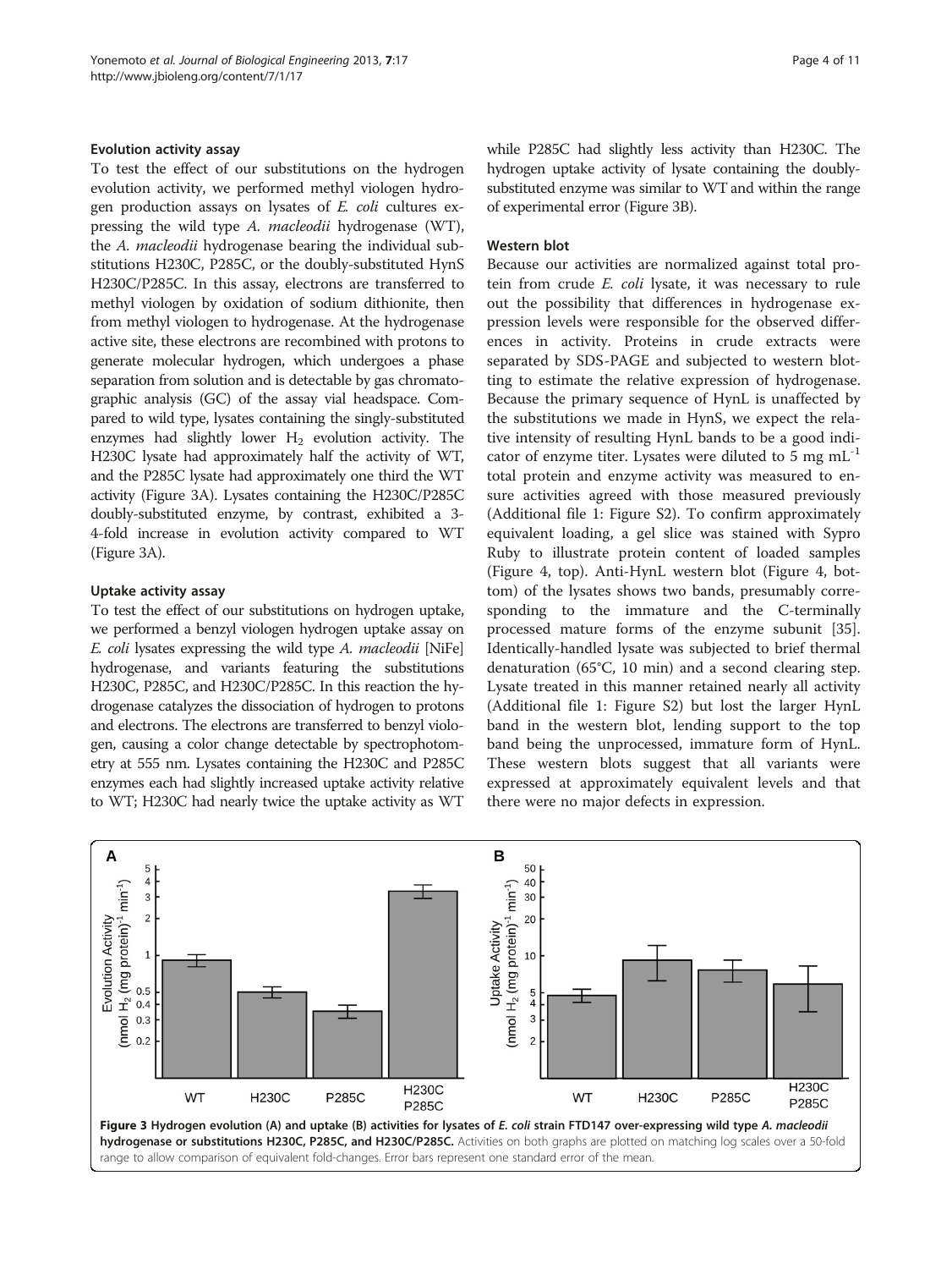### Evolution activity assay

To test the effect of our substitutions on the hydrogen evolution activity, we performed methyl viologen hydrogen production assays on lysates of *E. coli* cultures expressing the wild type *A. macleodii* hydrogenase (WT), the *A. macleodii* hydrogenase bearing the individual substitutions H230C, P285C, or the doubly-substituted HynS H230C/P285C. In this assay, electrons are transferred to methyl viologen by oxidation of sodium dithionite, then from methyl viologen to hydrogenase. At the hydrogenase active site, these electrons are recombined with protons to generate molecular hydrogen, which undergoes a phase separation from solution and is detectable by gas chromatographic analysis (GC) of the assay vial headspace. Compared to wild type, lysates containing the singly-substituted enzymes had slightly lower $H_2$ evolution activity. The H230C lysate had approximately half the activity of WT, and the P285C lysate had approximately one third the WT activity (Figure 3A). Lysates containing the H230C/P285C doubly-substituted enzyme, by contrast, exhibited a 3-4-fold increase in evolution activity compared to WT (Figure 3A).

### Uptake activity assay

To test the effect of our substitutions on hydrogen uptake, we performed a benzyl viologen hydrogen uptake assay on *E. coli* lysates expressing the wild type *A. macleodii* [NiFe] hydrogenase, and variants featuring the substitutions H230C, P285C, and H230C/P285C. In this reaction the hydrogenase catalyzes the dissociation of hydrogen to protons and electrons. The electrons are transferred to benzyl viologen, causing a color change detectable by spectrophotometry at 555 nm. Lysates containing the H230C and P285C enzymes each had slightly increased uptake activity relative to WT; H230C had nearly twice the uptake activity as WT while P285C had slightly less activity than H230C. The hydrogen uptake activity of lysate containing the doubly-substituted enzyme was similar to WT and within the range of experimental error (Figure 3B).

### Western blot

Because our activities are normalized against total protein from crude *E. coli* lysate, it was necessary to rule out the possibility that differences in hydrogenase expression levels were responsible for the observed differences in activity. Proteins in crude extracts were separated by SDS-PAGE and subjected to western blotting to estimate the relative expression of hydrogenase. Because the primary sequence of HynL is unaffected by the substitutions we made in HynS, we expect the relative intensity of resulting HynL bands to be a good indicator of enzyme titer. Lysates were diluted to 5 mg $mL^{-1}$ total protein and enzyme activity was measured to ensure activities agreed with those measured previously (Additional file 1: Figure S2). To confirm approximately equivalent loading, a gel slice was stained with Sypro Ruby to illustrate protein content of loaded samples (Figure 4, top). Anti-HynL western blot (Figure 4, bottom) of the lysates shows two bands, presumably corresponding to the immature and the C-terminally processed mature forms of the enzyme subunit [35]. Identically-handled lysate was subjected to brief thermal denaturation (65°C, 10 min) and a second clearing step. Lysate treated in this manner retained nearly all activity (Additional file 1: Figure S2) but lost the larger HynL band in the western blot, lending support to the top band being the unprocessed, immature form of HynL. These western blots suggest that all variants were expressed at approximately equivalent levels and that there were no major defects in expression.

**Figure 3 Hydrogen evolution (A) and uptake (B) activities for lysates of *E. coli* strain FTD147 over-expressing wild type *A. macleodii* hydrogenase or substitutions H230C, P285C, and H230C/P285C.** Activities on both graphs are plotted on matching log scales over a 50-fold range to allow comparison of equivalent fold-changes. Error bars represent one standard error of the mean.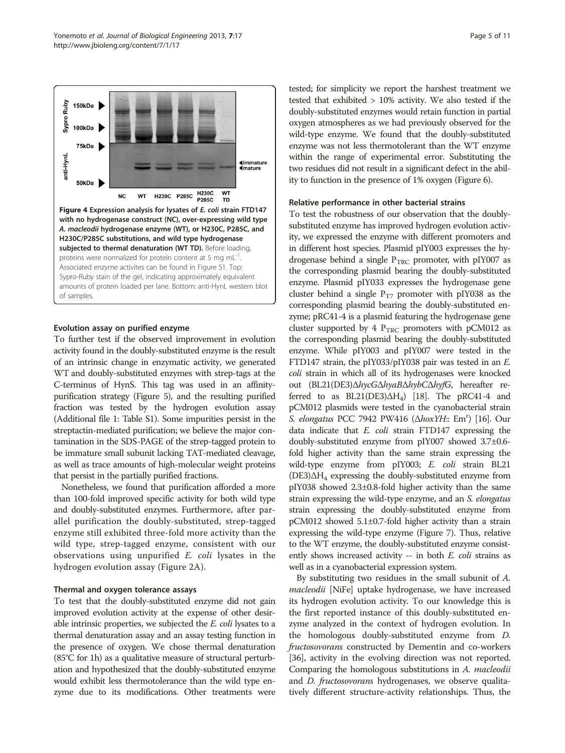**Figure 4 Expression analysis for lysates of *E. coli* strain FTD147 with no hydrogenase construct (NC), over-expressing wild type *A. macleodii* hydrogenase enzyme (WT), or H230C, P285C, and H230C/P285C substitutions, and wild type hydrogenase subjected to thermal denaturation (WT TD).** Before loading, proteins were normalized for protein content at 5 mg mL$^{-1}$. Associated enzyme activites can be found in Figure S1. Top: Sypro-Ruby stain of the gel, indicating approximately equivalent amounts of protein loaded per lane. Bottom: anti-HynL western blot of samples.

### Evolution assay on purified enzyme

To further test if the observed improvement in evolution activity found in the doubly-substituted enzyme is the result of an intrinsic change in enzymatic activity, we generated WT and doubly-substituted enzymes with strep-tags at the C-terminus of HynS. This tag was used in an affinity-purification strategy (Figure 5), and the resulting purified fraction was tested by the hydrogen evolution assay (Additional file 1: Table S1). Some impurities persist in the streptactin-mediated purification; we believe the major contamination in the SDS-PAGE of the strep-tagged protein to be immature small subunit lacking TAT-mediated cleavage, as well as trace amounts of high-molecular weight proteins that persist in the partially purified fractions.

Nonetheless, we found that purification afforded a more than 100-fold improved specific activity for both wild type and doubly-substituted enzymes. Furthermore, after parallel purification the doubly-substituted, strep-tagged enzyme still exhibited three-fold more activity than the wild type, strep-tagged enzyme, consistent with our observations using unpurified *E. coli* lysates in the hydrogen evolution assay (Figure 2A).

### Thermal and oxygen tolerance assays

To test that the doubly-substituted enzyme did not gain improved evolution activity at the expense of other desirable intrinsic properties, we subjected the *E. coli* lysates to a thermal denaturation assay and an assay testing function in the presence of oxygen. We chose thermal denaturation (85°C for 1h) as a qualitative measure of structural perturbation and hypothesized that the doubly-substituted enzyme would exhibit less thermotolerance than the wild type enzyme due to its modifications. Other treatments were tested; for simplicity we report the harshest treatment we tested that exhibited > 10% activity. We also tested if the doubly-substituted enzymes would retain function in partial oxygen atmospheres as we had previously observed for the wild-type enzyme. We found that the doubly-substituted enzyme was not less thermotolerant than the WT enzyme within the range of experimental error. Substituting the two residues did not result in a significant defect in the ability to function in the presence of 1% oxygen (Figure 6).

### Relative performance in other bacterial strains

To test the robustness of our observation that the doubly-substituted enzyme has improved hydrogen evolution activity, we expressed the enzyme with different promoters and in different host species. Plasmid pIY003 expresses the hydrogenase behind a single $P_{TRC}$ promoter, with pIY007 as the corresponding plasmid bearing the doubly-substituted enzyme. Plasmid pIY033 expresses the hydrogenase gene cluster behind a single $P_{T7}$ promoter with pIY038 as the corresponding plasmid bearing the doubly-substituted enzyme; pRC41-4 is a plasmid featuring the hydrogenase gene cluster supported by 4 $P_{TRC}$ promoters with pCM012 as the corresponding plasmid bearing the doubly-substituted enzyme. While pIY003 and pIY007 were tested in the FTD147 strain, the pIY033/pIY038 pair was tested in an *E. coli* strain in which all of its hydrogenases were knocked out (BL21(DE3)Δ*hycG*Δ*hyaB*Δ*hybC*Δ*hyfG*, hereafter referred to as BL21(DE3)Δ$H_4$) [18]. The pRC41-4 and pCM012 plasmids were tested in the cyanobacterial strain *S. elongatus* PCC 7942 PW416 (Δ*hoxYH*:: Em$^r$) [16]. Our data indicate that *E. coli* strain FTD147 expressing the doubly-substituted enzyme from pIY007 showed 3.7±0.6-fold higher activity than the same strain expressing the wild-type enzyme from pIY003; *E. coli* strain BL21 (DE3)Δ$H_4$ expressing the doubly-substituted enzyme from pIY038 showed 2.3±0.8-fold higher activity than the same strain expressing the wild-type enzyme, and an *S. elongatus* strain expressing the doubly-substituted enzyme from pCM012 showed 5.1±0.7-fold higher activity than a strain expressing the wild-type enzyme (Figure 7). Thus, relative to the WT enzyme, the doubly-substituted enzyme consistently shows increased activity -- in both *E. coli* strains as well as in a cyanobacterial expression system.

By substituting two residues in the small subunit of *A. macleodii* [NiFe] uptake hydrogenase, we have increased its hydrogen evolution activity. To our knowledge this is the first reported instance of this doubly-substituted enzyme analyzed in the context of hydrogen evolution. In the homologous doubly-substituted enzyme from *D. fructosovorans* constructed by Dementin and co-workers [36], activity in the evolving direction was not reported. Comparing the homologous substitutions in *A. macleodii* and *D. fructosovorans* hydrogenases, we observe qualitatively different structure-activity relationships. Thus, the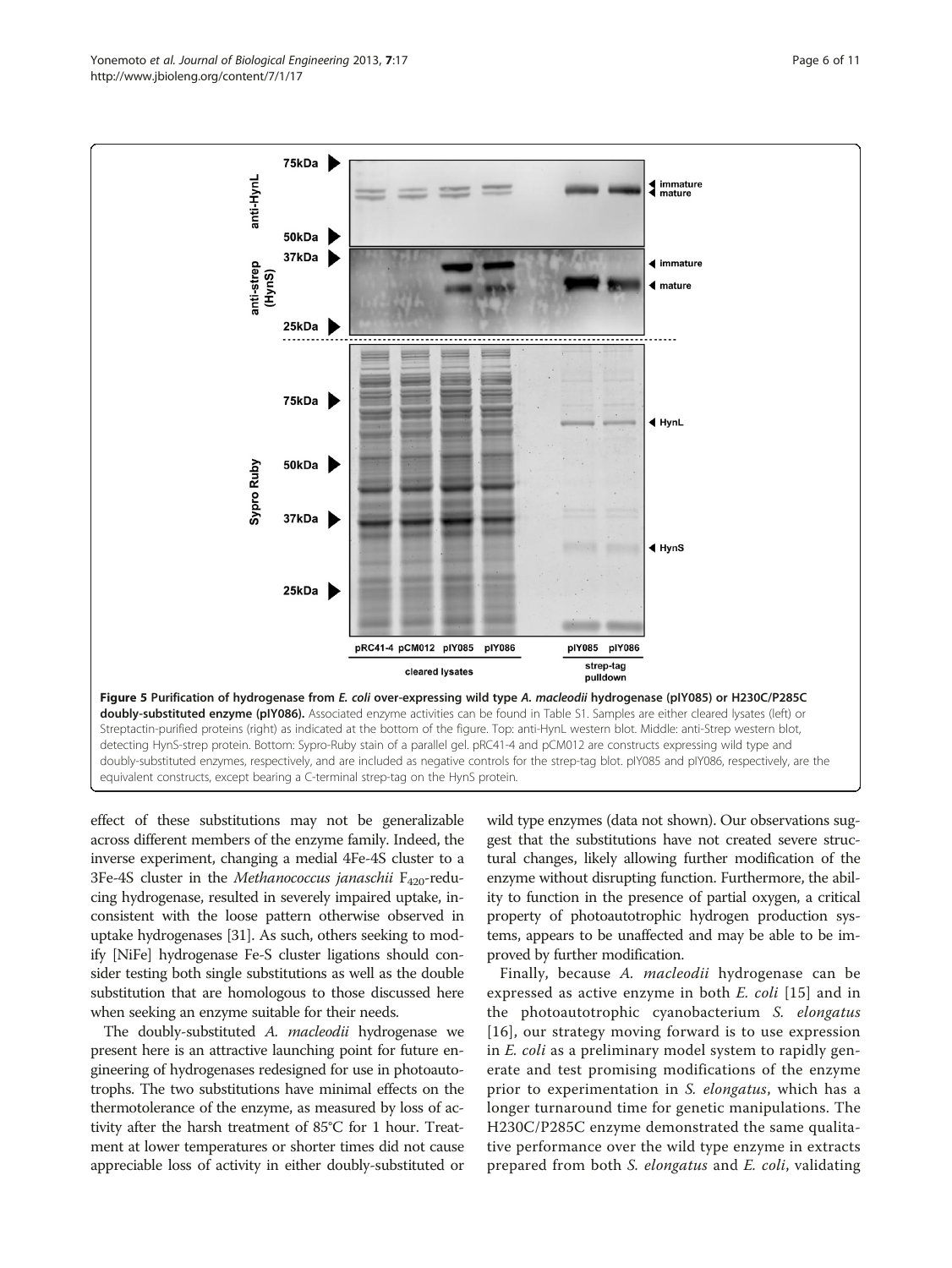**Figure 5 Purification of hydrogenase from *E. coli* over-expressing wild type *A. macleodii* hydrogenase (pIY085) or H230C/P285C doubly-substituted enzyme (pIY086).** Associated enzyme activities can be found in Table S1. Samples are either cleared lysates (left) or Streptactin-purified proteins (right) as indicated at the bottom of the figure. Top: anti-HynL western blot. Middle: anti-Strep western blot, detecting HynS-strep protein. Bottom: Sypro-Ruby stain of a parallel gel. pRC41-4 and pCM012 are constructs expressing wild type and doubly-substituted enzymes, respectively, and are included as negative controls for the strep-tag blot. pIY085 and pIY086, respectively, are the equivalent constructs, except bearing a C-terminal strep-tag on the HynS protein.

effect of these substitutions may not be generalizable across different members of the enzyme family. Indeed, the inverse experiment, changing a medial 4Fe-4S cluster to a 3Fe-4S cluster in the *Methanococcus janaschii* $F_{420}$-reducing hydrogenase, resulted in severely impaired uptake, inconsistent with the loose pattern otherwise observed in uptake hydrogenases [31]. As such, others seeking to modify [NiFe] hydrogenase Fe-S cluster ligations should consider testing both single substitutions as well as the double substitution that are homologous to those discussed here when seeking an enzyme suitable for their needs.

The doubly-substituted *A. macleodii* hydrogenase we present here is an attractive launching point for future engineering of hydrogenases redesigned for use in photoautotrophs. The two substitutions have minimal effects on the thermotolerance of the enzyme, as measured by loss of activity after the harsh treatment of 85°C for 1 hour. Treatment at lower temperatures or shorter times did not cause appreciable loss of activity in either doubly-substituted or wild type enzymes (data not shown). Our observations suggest that the substitutions have not created severe structural changes, likely allowing further modification of the enzyme without disrupting function. Furthermore, the ability to function in the presence of partial oxygen, a critical property of photoautotrophic hydrogen production systems, appears to be unaffected and may be able to be improved by further modification.

Finally, because *A. macleodii* hydrogenase can be expressed as active enzyme in both *E. coli* [15] and in the photoautotrophic cyanobacterium *S. elongatus* [16], our strategy moving forward is to use expression in *E. coli* as a preliminary model system to rapidly generate and test promising modifications of the enzyme prior to experimentation in *S. elongatus*, which has a longer turnaround time for genetic manipulations. The H230C/P285C enzyme demonstrated the same qualitative performance over the wild type enzyme in extracts prepared from both *S. elongatus* and *E. coli*, validating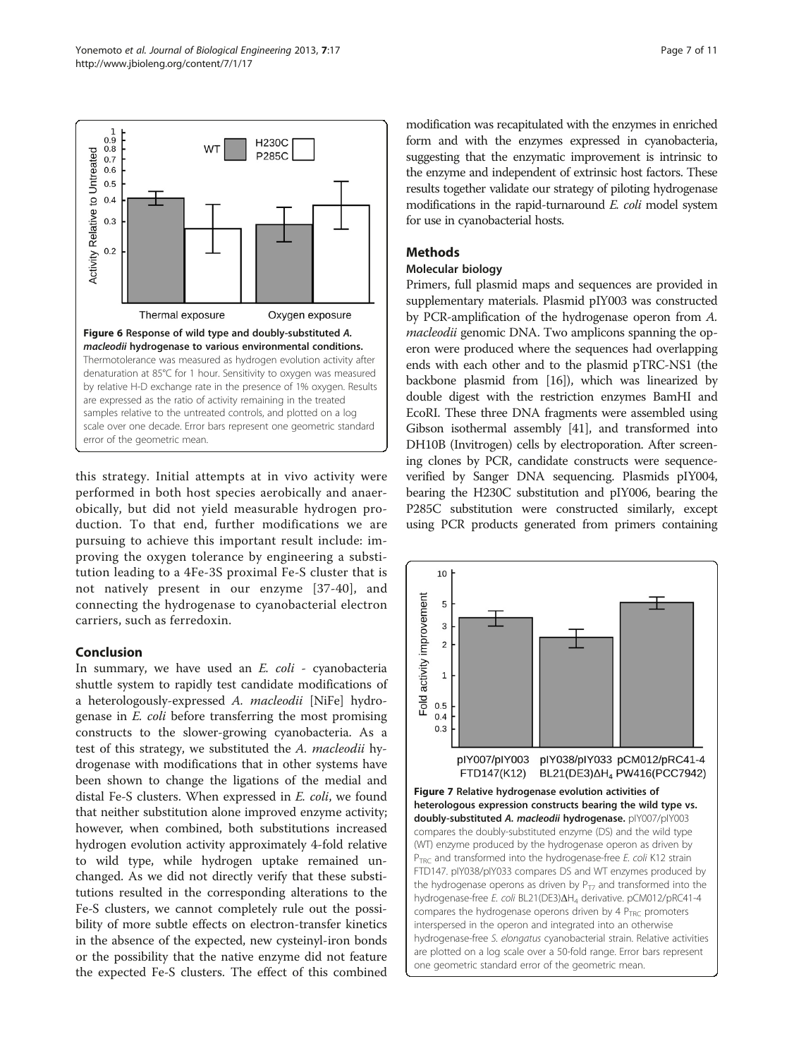1
0.9
0.8
0.7
0.6
0.5
0.4
0.3
0.2

Activity Relative to Untreated

WT

H230C
P285C

Thermal exposure

Oxygen exposure

**Figure 6 Response of wild type and doubly-substituted *A. macleodii* hydrogenase to various environmental conditions.** Thermotolerance was measured as hydrogen evolution activity after denaturation at 85°C for 1 hour. Sensitivity to oxygen was measured by relative H-D exchange rate in the presence of 1% oxygen. Results are expressed as the ratio of activity remaining in the treated samples relative to the untreated controls, and plotted on a log scale over one decade. Error bars represent one geometric standard error of the geometric mean.

this strategy. Initial attempts at in vivo activity were performed in both host species aerobically and anaerobically, but did not yield measurable hydrogen production. To that end, further modifications we are pursuing to achieve this important result include: improving the oxygen tolerance by engineering a substitution leading to a 4Fe-3S proximal Fe-S cluster that is not natively present in our enzyme [37-40], and connecting the hydrogenase to cyanobacterial electron carriers, such as ferredoxin.

## Conclusion

In summary, we have used an *E. coli* - cyanobacteria shuttle system to rapidly test candidate modifications of a heterologously-expressed *A. macleodii* [NiFe] hydrogenase in *E. coli* before transferring the most promising constructs to the slower-growing cyanobacteria. As a test of this strategy, we substituted the *A. macleodii* hydrogenase with modifications that in other systems have been shown to change the ligations of the medial and distal Fe-S clusters. When expressed in *E. coli*, we found that neither substitution alone improved enzyme activity; however, when combined, both substitutions increased hydrogen evolution activity approximately 4-fold relative to wild type, while hydrogen uptake remained unchanged. As we did not directly verify that these substitutions resulted in the corresponding alterations to the Fe-S clusters, we cannot completely rule out the possibility of more subtle effects on electron-transfer kinetics in the absence of the expected, new cysteinyl-iron bonds or the possibility that the native enzyme did not feature the expected Fe-S clusters. The effect of this combined modification was recapitulated with the enzymes in enriched form and with the enzymes expressed in cyanobacteria, suggesting that the enzymatic improvement is intrinsic to the enzyme and independent of extrinsic host factors. These results together validate our strategy of piloting hydrogenase modifications in the rapid-turnaround *E. coli* model system for use in cyanobacterial hosts.

## Methods

### Molecular biology

Primers, full plasmid maps and sequences are provided in supplementary materials. Plasmid pIY003 was constructed by PCR-amplification of the hydrogenase operon from *A. macleodii* genomic DNA. Two amplicons spanning the operon were produced where the sequences had overlapping ends with each other and to the plasmid pTRC-NS1 (the backbone plasmid from [16]), which was linearized by double digest with the restriction enzymes BamHI and EcoRI. These three DNA fragments were assembled using Gibson isothermal assembly [41], and transformed into DH10B (Invitrogen) cells by electroporation. After screening clones by PCR, candidate constructs were sequence-verified by Sanger DNA sequencing. Plasmids pIY004, bearing the H230C substitution and pIY006, bearing the P285C substitution were constructed similarly, except using PCR products generated from primers containing

10
5
3
2
1
0.5
0.4
0.3

Fold activity improvement

pIY007/pIY003
FTD147(K12)

pIY038/pIY033
BL21(DE3)ΔH$_4$

pCM012/pRC41-4
PW416(PCC7942)

**Figure 7 Relative hydrogenase evolution activities of heterologous expression constructs bearing the wild type vs. doubly-substituted *A. macleodii* hydrogenase.** pIY007/pIY003 compares the doubly-substituted enzyme (DS) and the wild type (WT) enzyme produced by the hydrogenase operon as driven by $P_{TRC}$ and transformed into the hydrogenase-free *E. coli* K12 strain FTD147. pIY038/pIY033 compares DS and WT enzymes produced by the hydrogenase operons as driven by $P_{T7}$ and transformed into the hydrogenase-free *E. coli* BL21(DE3)ΔH$_4$ derivative. pCM012/pRC41-4 compares the hydrogenase operons driven by 4 $P_{TRC}$ promoters interspersed in the operon and integrated into an otherwise hydrogenase-free *S. elongatus* cyanobacterial strain. Relative activities are plotted on a log scale over a 50-fold range. Error bars represent one geometric standard error of the geometric mean.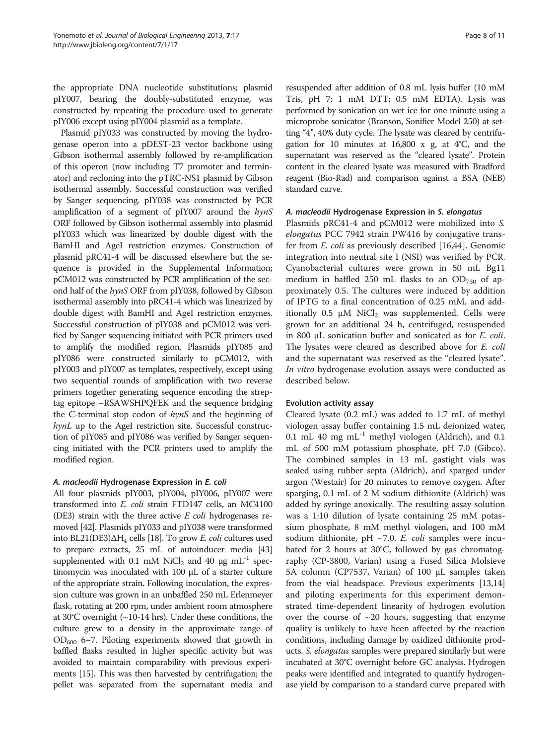the appropriate DNA nucleotide substitutions; plasmid pIY007, bearing the doubly-substituted enzyme, was constructed by repeating the procedure used to generate pIY006 except using pIY004 plasmid as a template.

Plasmid pIY033 was constructed by moving the hydrogenase operon into a pDEST-23 vector backbone using Gibson isothermal assembly followed by re-amplification of this operon (now including T7 promoter and terminator) and recloning into the pTRC-NS1 plasmid by Gibson isothermal assembly. Successful construction was verified by Sanger sequencing. pIY038 was constructed by PCR amplification of a segment of pIY007 around the *hynS* ORF followed by Gibson isothermal assembly into plasmid pIY033 which was linearized by double digest with the BamHI and AgeI restriction enzymes. Construction of plasmid pRC41-4 will be discussed elsewhere but the sequence is provided in the Supplemental Information; pCM012 was constructed by PCR amplification of the second half of the *hynS* ORF from pIY038, followed by Gibson isothermal assembly into pRC41-4 which was linearized by double digest with BamHI and AgeI restriction enzymes. Successful construction of pIY038 and pCM012 was verified by Sanger sequencing initiated with PCR primers used to amplify the modified region. Plasmids pIY085 and pIY086 were constructed similarly to pCM012, with pIY003 and pIY007 as templates, respectively, except using two sequential rounds of amplification with two reverse primers together generating sequence encoding the strep-tag epitope –RSAWSHPQFEK and the sequence bridging the C-terminal stop codon of *hynS* and the beginning of *hynL* up to the AgeI restriction site. Successful construction of pIY085 and pIY086 was verified by Sanger sequencing initiated with the PCR primers used to amplify the modified region.

#### *A. macleodii* Hydrogenase Expression in *E. coli*

All four plasmids pIY003, pIY004, pIY006, pIY007 were transformed into *E. coli* strain FTD147 cells, an MC4100 (DE3) strain with the three active *E coli* hydrogenases removed [42]. Plasmids pIY033 and pIY038 were transformed into BL21(DE3)$\Delta H_4$ cells [18]. To grow *E. coli* cultures used to prepare extracts, 25 mL of autoinducer media [43] supplemented with 0.1 mM $NiCl_2$ and 40 μg $mL^{-1}$ spectinomycin was inoculated with 100 μL of a starter culture of the appropriate strain. Following inoculation, the expression culture was grown in an unbaffled 250 mL Erlenmeyer flask, rotating at 200 rpm, under ambient room atmosphere at 30°C overnight (~10-14 hrs). Under these conditions, the culture grew to a density in the approximate range of $OD_{600}$ 6–7. Piloting experiments showed that growth in baffled flasks resulted in higher specific activity but was avoided to maintain comparability with previous experiments [15]. This was then harvested by centrifugation; the pellet was separated from the supernatant media and resuspended after addition of 0.8 mL lysis buffer (10 mM Tris, pH 7; 1 mM DTT; 0.5 mM EDTA). Lysis was performed by sonication on wet ice for one minute using a microprobe sonicator (Branson, Sonifier Model 250) at setting "4", 40% duty cycle. The lysate was cleared by centrifugation for 10 minutes at 16,800 x g, at 4°C, and the supernatant was reserved as the "cleared lysate". Protein content in the cleared lysate was measured with Bradford reagent (Bio-Rad) and comparison against a BSA (NEB) standard curve.

#### *A. macleodii* Hydrogenase Expression in *S. elongatus*

Plasmids pRC41-4 and pCM012 were mobilized into *S. elongatus* PCC 7942 strain PW416 by conjugative transfer from *E. coli* as previously described [16,44]. Genomic integration into neutral site I (NSI) was verified by PCR. Cyanobacterial cultures were grown in 50 mL Bg11 medium in baffled 250 mL flasks to an $OD_{730}$ of approximately 0.5. The cultures were induced by addition of IPTG to a final concentration of 0.25 mM, and additionally 0.5 μM $NiCl_2$ was supplemented. Cells were grown for an additional 24 h, centrifuged, resuspended in 800 μL sonication buffer and sonicated as for *E. coli*. The lysates were cleared as described above for *E. coli* and the supernatant was reserved as the "cleared lysate". *In vitro* hydrogenase evolution assays were conducted as described below.

#### Evolution activity assay

Cleared lysate (0.2 mL) was added to 1.7 mL of methyl viologen assay buffer containing 1.5 mL deionized water, 0.1 mL 40 mg $mL^{-1}$ methyl viologen (Aldrich), and 0.1 mL of 500 mM potassium phosphate, pH 7.0 (Gibco). The combined samples in 13 mL gastight vials was sealed using rubber septa (Aldrich), and sparged under argon (Westair) for 20 minutes to remove oxygen. After sparging, 0.1 mL of 2 M sodium dithionite (Aldrich) was added by syringe anoxically. The resulting assay solution was a 1:10 dilution of lysate containing 25 mM potassium phosphate, 8 mM methyl viologen, and 100 mM sodium dithionite, pH ~7.0. *E. coli* samples were incubated for 2 hours at 30°C, followed by gas chromatography (CP-3800, Varian) using a Fused Silica Molsieve 5A column (CP7537, Varian) of 100 μL samples taken from the vial headspace. Previous experiments [13,14] and piloting experiments for this experiment demonstrated time-dependent linearity of hydrogen evolution over the course of ~20 hours, suggesting that enzyme quality is unlikely to have been affected by the reaction conditions, including damage by oxidized dithionite products. *S. elongatus* samples were prepared similarly but were incubated at 30°C overnight before GC analysis. Hydrogen peaks were identified and integrated to quantify hydrogenase yield by comparison to a standard curve prepared with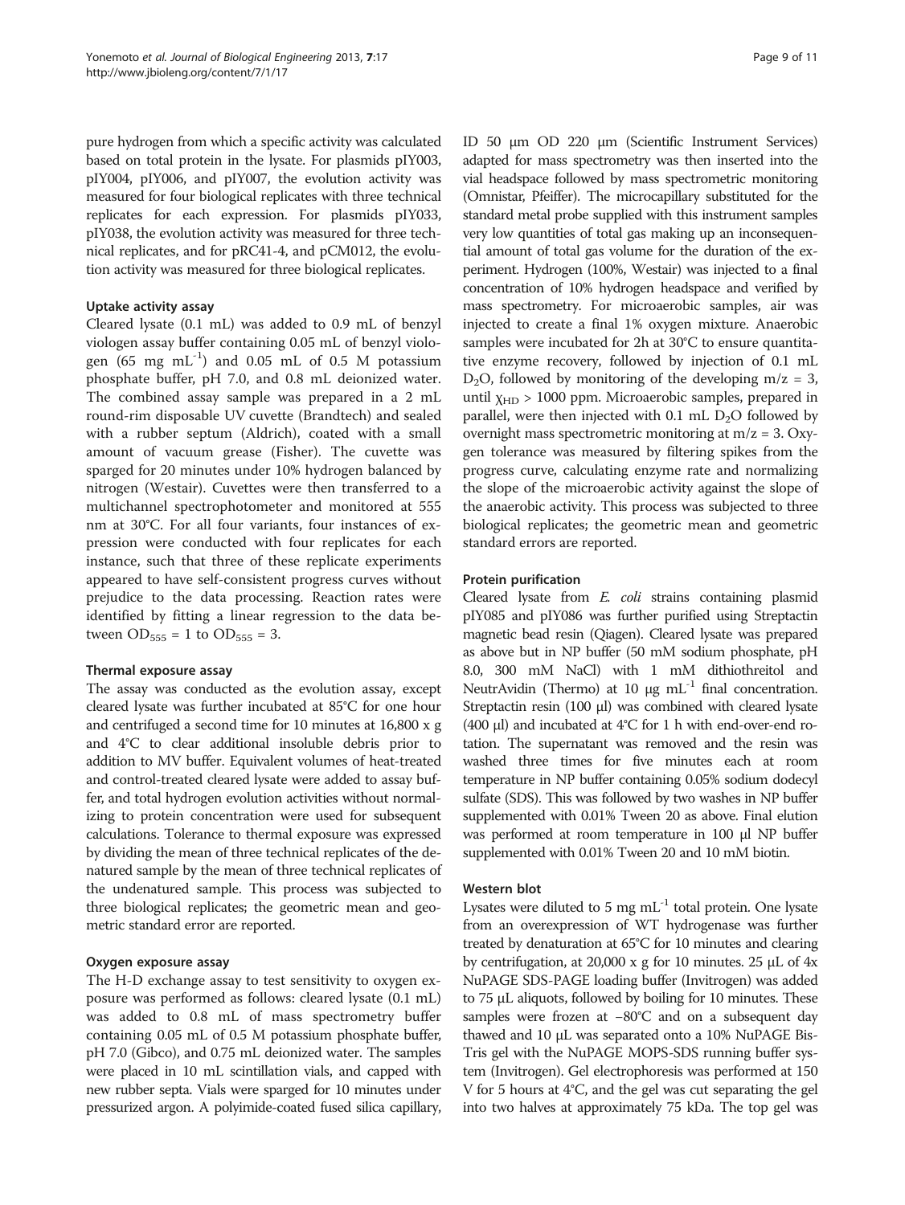pure hydrogen from which a specific activity was calculated based on total protein in the lysate. For plasmids pIY003, pIY004, pIY006, and pIY007, the evolution activity was measured for four biological replicates with three technical replicates for each expression. For plasmids pIY033, pIY038, the evolution activity was measured for three technical replicates, and for pRC41-4, and pCM012, the evolution activity was measured for three biological replicates.

### Uptake activity assay

Cleared lysate (0.1 mL) was added to 0.9 mL of benzyl viologen assay buffer containing 0.05 mL of benzyl viologen (65 mg $mL^{-1}$) and 0.05 mL of 0.5 M potassium phosphate buffer, pH 7.0, and 0.8 mL deionized water. The combined assay sample was prepared in a 2 mL round-rim disposable UV cuvette (Brandtech) and sealed with a rubber septum (Aldrich), coated with a small amount of vacuum grease (Fisher). The cuvette was sparged for 20 minutes under 10% hydrogen balanced by nitrogen (Westair). Cuvettes were then transferred to a multichannel spectrophotometer and monitored at 555 nm at 30°C. For all four variants, four instances of expression were conducted with four replicates for each instance, such that three of these replicate experiments appeared to have self-consistent progress curves without prejudice to the data processing. Reaction rates were identified by fitting a linear regression to the data between $OD_{555} = 1$ to $OD_{555} = 3$.

### Thermal exposure assay

The assay was conducted as the evolution assay, except cleared lysate was further incubated at 85°C for one hour and centrifuged a second time for 10 minutes at 16,800 x g and 4°C to clear additional insoluble debris prior to addition to MV buffer. Equivalent volumes of heat-treated and control-treated cleared lysate were added to assay buffer, and total hydrogen evolution activities without normalizing to protein concentration were used for subsequent calculations. Tolerance to thermal exposure was expressed by dividing the mean of three technical replicates of the denatured sample by the mean of three technical replicates of the undenatured sample. This process was subjected to three biological replicates; the geometric mean and geometric standard error are reported.

### Oxygen exposure assay

The H-D exchange assay to test sensitivity to oxygen exposure was performed as follows: cleared lysate (0.1 mL) was added to 0.8 mL of mass spectrometry buffer containing 0.05 mL of 0.5 M potassium phosphate buffer, pH 7.0 (Gibco), and 0.75 mL deionized water. The samples were placed in 10 mL scintillation vials, and capped with new rubber septa. Vials were sparged for 10 minutes under pressurized argon. A polyimide-coated fused silica capillary, ID 50 μm OD 220 μm (Scientific Instrument Services) adapted for mass spectrometry was then inserted into the vial headspace followed by mass spectrometric monitoring (Omnistar, Pfeiffer). The microcapillary substituted for the standard metal probe supplied with this instrument samples very low quantities of total gas making up an inconsequential amount of total gas volume for the duration of the experiment. Hydrogen (100%, Westair) was injected to a final concentration of 10% hydrogen headspace and verified by mass spectrometry. For microaerobic samples, air was injected to create a final 1% oxygen mixture. Anaerobic samples were incubated for 2h at 30°C to ensure quantitative enzyme recovery, followed by injection of 0.1 mL $D_2O$, followed by monitoring of the developing $m/z = 3$, until $\chi_{HD} > 1000$ ppm. Microaerobic samples, prepared in parallel, were then injected with 0.1 mL $D_2O$ followed by overnight mass spectrometric monitoring at $m/z = 3$. Oxygen tolerance was measured by filtering spikes from the progress curve, calculating enzyme rate and normalizing the slope of the microaerobic activity against the slope of the anaerobic activity. This process was subjected to three biological replicates; the geometric mean and geometric standard errors are reported.

### Protein purification

Cleared lysate from *E. coli* strains containing plasmid pIY085 and pIY086 was further purified using Streptactin magnetic bead resin (Qiagen). Cleared lysate was prepared as above but in NP buffer (50 mM sodium phosphate, pH 8.0, 300 mM NaCl) with 1 mM dithiothreitol and NeutrAvidin (Thermo) at 10 μg $mL^{-1}$ final concentration. Streptactin resin (100 μl) was combined with cleared lysate (400 μl) and incubated at 4°C for 1 h with end-over-end rotation. The supernatant was removed and the resin was washed three times for five minutes each at room temperature in NP buffer containing 0.05% sodium dodecyl sulfate (SDS). This was followed by two washes in NP buffer supplemented with 0.01% Tween 20 as above. Final elution was performed at room temperature in 100 μl NP buffer supplemented with 0.01% Tween 20 and 10 mM biotin.

### Western blot

Lysates were diluted to 5 mg $mL^{-1}$ total protein. One lysate from an overexpression of WT hydrogenase was further treated by denaturation at 65°C for 10 minutes and clearing by centrifugation, at 20,000 x g for 10 minutes. 25 μL of 4x NuPAGE SDS-PAGE loading buffer (Invitrogen) was added to 75 μL aliquots, followed by boiling for 10 minutes. These samples were frozen at −80°C and on a subsequent day thawed and 10 μL was separated onto a 10% NuPAGE Bis-Tris gel with the NuPAGE MOPS-SDS running buffer system (Invitrogen). Gel electrophoresis was performed at 150 V for 5 hours at 4°C, and the gel was cut separating the gel into two halves at approximately 75 kDa. The top gel was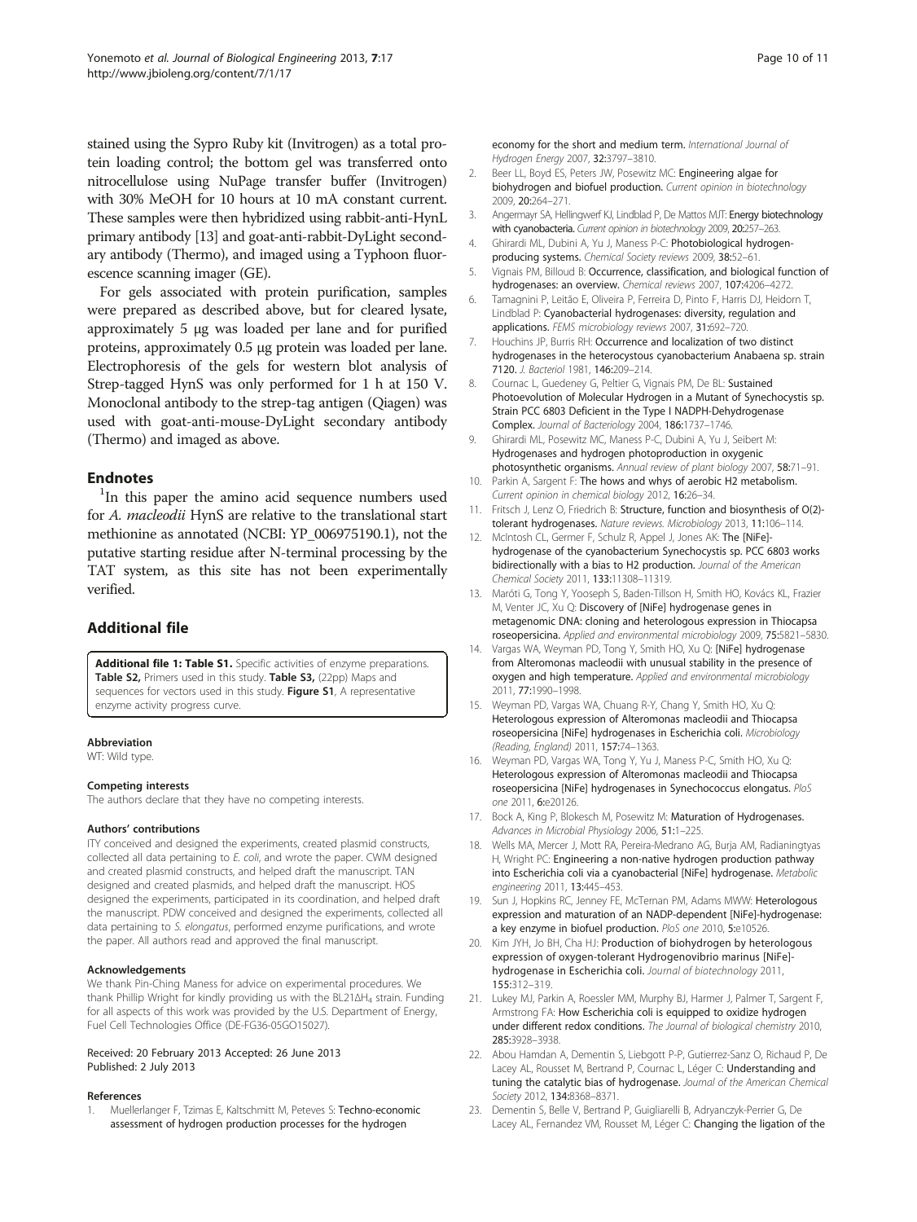stained using the Sypro Ruby kit (Invitrogen) as a total protein loading control; the bottom gel was transferred onto nitrocellulose using NuPage transfer buffer (Invitrogen) with 30% MeOH for 10 hours at 10 mA constant current. These samples were then hybridized using rabbit-anti-HynL primary antibody [13] and goat-anti-rabbit-DyLight secondary antibody (Thermo), and imaged using a Typhoon fluorescence scanning imager (GE).

For gels associated with protein purification, samples were prepared as described above, but for cleared lysate, approximately 5 μg was loaded per lane and for purified proteins, approximately 0.5 μg protein was loaded per lane. Electrophoresis of the gels for western blot analysis of Strep-tagged HynS was only performed for 1 h at 150 V. Monoclonal antibody to the strep-tag antigen (Qiagen) was used with goat-anti-mouse-DyLight secondary antibody (Thermo) and imaged as above.

## Endnotes

[1]In this paper the amino acid sequence numbers used for *A. macleodii* HynS are relative to the translational start methionine as annotated (NCBI: YP_006975190.1), not the putative starting residue after N-terminal processing by the TAT system, as this site has not been experimentally verified.

## Additional file

**Additional file 1: Table S1.** Specific activities of enzyme preparations. **Table S2,** Primers used in this study. **Table S3,** (22pp) Maps and sequences for vectors used in this study. **Figure S1**, A representative enzyme activity progress curve.

#### Abbreviation

WT: Wild type.

#### Competing interests

The authors declare that they have no competing interests.

#### Authors' contributions

ITY conceived and designed the experiments, created plasmid constructs, collected all data pertaining to *E. coli*, and wrote the paper. CWM designed and created plasmid constructs, and helped draft the manuscript. TAN designed and created plasmids, and helped draft the manuscript. HOS designed the experiments, participated in its coordination, and helped draft the manuscript. PDW conceived and designed the experiments, collected all data pertaining to *S. elongatus*, performed enzyme purifications, and wrote the paper. All authors read and approved the final manuscript.

#### Acknowledgements

We thank Pin-Ching Maness for advice on experimental procedures. We thank Phillip Wright for kindly providing us with the BL21ΔH$_4$ strain. Funding for all aspects of this work was provided by the U.S. Department of Energy, Fuel Cell Technologies Office (DE-FG36-05GO15027).

Received: 20 February 2013 Accepted: 26 June 2013
Published: 2 July 2013

#### References

1. Muellerlanger F, Tzimas E, Kaltschmitt M, Peteves S: **Techno-economic assessment of hydrogen production processes for the hydrogen economy for the short and medium term.** *International Journal of Hydrogen Energy* 2007, **32:**3797–3810.
2. Beer LL, Boyd ES, Peters JW, Posewitz MC: **Engineering algae for biohydrogen and biofuel production.** *Current opinion in biotechnology* 2009, **20:**264–271.
3. Angermayr SA, Hellingwerf KJ, Lindblad P, De Mattos MJT: **Energy biotechnology with cyanobacteria.** *Current opinion in biotechnology* 2009, **20:**257–263.
4. Ghirardi ML, Dubini A, Yu J, Maness P-C: **Photobiological hydrogen-producing systems.** *Chemical Society reviews* 2009, **38:**52–61.
5. Vignais PM, Billoud B: **Occurrence, classification, and biological function of hydrogenases: an overview.** *Chemical reviews* 2007, **107:**4206–4272.
6. Tamagnini P, Leitão E, Oliveira P, Ferreira D, Pinto F, Harris DJ, Heidorn T, Lindblad P: **Cyanobacterial hydrogenases: diversity, regulation and applications.** *FEMS microbiology reviews* 2007, **31:**692–720.
7. Houchins JP, Burris RH: **Occurrence and localization of two distinct hydrogenases in the heterocystous cyanobacterium Anabaena sp. strain 7120.** *J. Bacteriol* 1981, **146:**209–214.
8. Cournac L, Guedeney G, Peltier G, Vignais PM, De BL: **Sustained Photoevolution of Molecular Hydrogen in a Mutant of Synechocystis sp. Strain PCC 6803 Deficient in the Type I NADPH-Dehydrogenase Complex.** *Journal of Bacteriology* 2004, **186:**1737–1746.
9. Ghirardi ML, Posewitz MC, Maness P-C, Dubini A, Yu J, Seibert M: **Hydrogenases and hydrogen photoproduction in oxygenic photosynthetic organisms.** *Annual review of plant biology* 2007, **58:**71–91.
10. Parkin A, Sargent F: **The hows and whys of aerobic H2 metabolism.** *Current opinion in chemical biology* 2012, **16:**26–34.
11. Fritsch J, Lenz O, Friedrich B: **Structure, function and biosynthesis of O(2)-tolerant hydrogenases.** *Nature reviews. Microbiology* 2013, **11:**106–114.
12. McIntosh CL, Germer F, Schulz R, Appel J, Jones AK: **The [NiFe]-hydrogenase of the cyanobacterium Synechocystis sp. PCC 6803 works bidirectionally with a bias to H2 production.** *Journal of the American Chemical Society* 2011, **133:**11308–11319.
13. Maróti G, Tong Y, Yooseph S, Baden-Tillson H, Smith HO, Kovács KL, Frazier M, Venter JC, Xu Q: **Discovery of [NiFe] hydrogenase genes in metagenomic DNA: cloning and heterologous expression in Thiocapsa roseopersicina.** *Applied and environmental microbiology* 2009, **75:**5821–5830.
14. Vargas WA, Weyman PD, Tong Y, Smith HO, Xu Q: **[NiFe] hydrogenase from Alteromonas macleodii with unusual stability in the presence of oxygen and high temperature.** *Applied and environmental microbiology* 2011, **77:**1990–1998.
15. Weyman PD, Vargas WA, Chuang R-Y, Chang Y, Smith HO, Xu Q: **Heterologous expression of Alteromonas macleodii and Thiocapsa roseopersicina [NiFe] hydrogenases in Escherichia coli.** *Microbiology (Reading, England)* 2011, **157:**74–1363.
16. Weyman PD, Vargas WA, Tong Y, Yu J, Maness P-C, Smith HO, Xu Q: **Heterologous expression of Alteromonas macleodii and Thiocapsa roseopersicina [NiFe] hydrogenases in Synechococcus elongatus.** *PloS one* 2011, **6:**e20126.
17. Bock A, King P, Blokesch M, Posewitz M: **Maturation of Hydrogenases.** *Advances in Microbial Physiology* 2006, **51:**1–225.
18. Wells MA, Mercer J, Mott RA, Pereira-Medrano AG, Burja AM, Radianingtyas H, Wright PC: **Engineering a non-native hydrogen production pathway into Escherichia coli via a cyanobacterial [NiFe] hydrogenase.** *Metabolic engineering* 2011, **13:**445–453.
19. Sun J, Hopkins RC, Jenney FE, McTernan PM, Adams MWW: **Heterologous expression and maturation of an NADP-dependent [NiFe]-hydrogenase: a key enzyme in biofuel production.** *PloS one* 2010, **5:**e10526.
20. Kim JYH, Jo BH, Cha HJ: **Production of biohydrogen by heterologous expression of oxygen-tolerant Hydrogenovibrio marinus [NiFe]-hydrogenase in Escherichia coli.** *Journal of biotechnology* 2011, **155:**312–319.
21. Lukey MJ, Parkin A, Roessler MM, Murphy BJ, Harmer J, Palmer T, Sargent F, Armstrong FA: **How Escherichia coli is equipped to oxidize hydrogen under different redox conditions.** *The Journal of biological chemistry* 2010, **285:**3928–3938.
22. Abou Hamdan A, Dementin S, Liebgott P-P, Gutierrez-Sanz O, Richaud P, De Lacey AL, Rousset M, Bertrand P, Cournac L, Léger C: **Understanding and tuning the catalytic bias of hydrogenase.** *Journal of the American Chemical Society* 2012, **134:**8368–8371.
23. Dementin S, Belle V, Bertrand P, Guigliarelli B, Adryanczyk-Perrier G, De Lacey AL, Fernandez VM, Rousset M, Léger C: **Changing the ligation of the**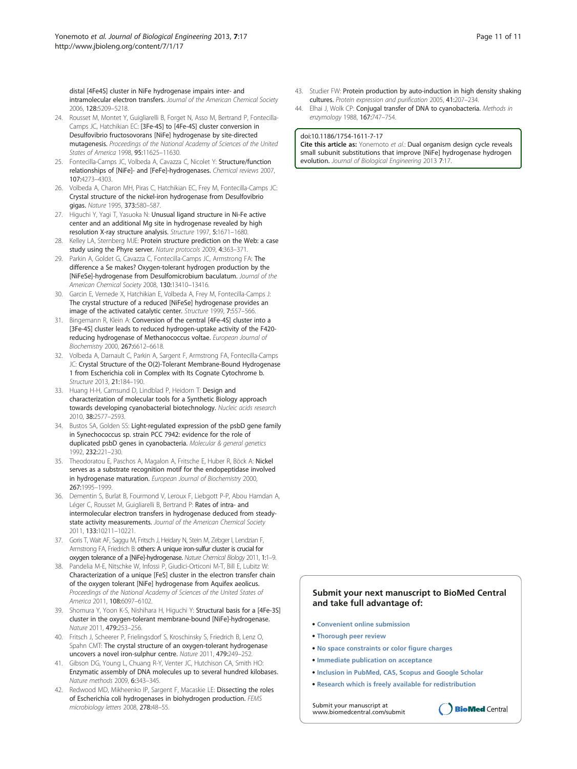distal [4Fe4S] cluster in NiFe hydrogenase impairs inter- and intramolecular electron transfers. *Journal of the American Chemical Society* 2006, **128:**5209–5218.

24. Rousset M, Montet Y, Guigliarelli B, Forget N, Asso M, Bertrand P, Fontecilla-Camps JC, Hatchikian EC: [3Fe-4S] to [4Fe-4S] cluster conversion in Desulfovibrio fructosovorans [NiFe] hydrogenase by site-directed mutagenesis. *Proceedings of the National Academy of Sciences of the United States of America* 1998, **95:**11625–11630.
25. Fontecilla-Camps JC, Volbeda A, Cavazza C, Nicolet Y: Structure/function relationships of [NiFe]- and [FeFe]-hydrogenases. *Chemical reviews* 2007, **107:**4273–4303.
26. Volbeda A, Charon MH, Piras C, Hatchikian EC, Frey M, Fontecilla-Camps JC: Crystal structure of the nickel-iron hydrogenase from Desulfovibrio gigas. *Nature* 1995, **373:**580–587.
27. Higuchi Y, Yagi T, Yasuoka N: Unusual ligand structure in Ni-Fe active center and an additional Mg site in hydrogenase revealed by high resolution X-ray structure analysis. *Structure* 1997, **5:**1671–1680.
28. Kelley LA, Sternberg MJE: Protein structure prediction on the Web: a case study using the Phyre server. *Nature protocols* 2009, **4:**363–371.
29. Parkin A, Goldet G, Cavazza C, Fontecilla-Camps JC, Armstrong FA: The difference a Se makes? Oxygen-tolerant hydrogen production by the [NiFeSe]-hydrogenase from Desulfomicrobium baculatum. *Journal of the American Chemical Society* 2008, **130:**13410–13416.
30. Garcin E, Vernede X, Hatchikian E, Volbeda A, Frey M, Fontecilla-Camps J: The crystal structure of a reduced [NiFeSe] hydrogenase provides an image of the activated catalytic center. *Structure* 1999, **7:**557–566.
31. Bingemann R, Klein A: Conversion of the central [4Fe-4S] cluster into a [3Fe-4S] cluster leads to reduced hydrogen-uptake activity of the F420-reducing hydrogenase of Methanococcus voltae. *European Journal of Biochemistry* 2000, **267:**6612–6618.
32. Volbeda A, Darnault C, Parkin A, Sargent F, Armstrong FA, Fontecilla-Camps JC: Crystal Structure of the O(2)-Tolerant Membrane-Bound Hydrogenase 1 from Escherichia coli in Complex with Its Cognate Cytochrome b. *Structure* 2013, **21:**184–190.
33. Huang H-H, Camsund D, Lindblad P, Heidorn T: Design and characterization of molecular tools for a Synthetic Biology approach towards developing cyanobacterial biotechnology. *Nucleic acids research* 2010, **38:**2577–2593.
34. Bustos SA, Golden SS: Light-regulated expression of the psbD gene family in Synechococcus sp. strain PCC 7942: evidence for the role of duplicated psbD genes in cyanobacteria. *Molecular & general genetics* 1992, **232:**221–230.
35. Theodoratou E, Paschos A, Magalon A, Fritsche E, Huber R, Böck A: Nickel serves as a substrate recognition motif for the endopeptidase involved in hydrogenase maturation. *European Journal of Biochemistry* 2000, **267:**1995–1999.
36. Dementin S, Burlat B, Fourmond V, Leroux F, Liebgott P-P, Abou Hamdan A, Léger C, Rousset M, Guigliarelli B, Bertrand P: Rates of intra- and intermolecular electron transfers in hydrogenase deduced from steady-state activity measurements. *Journal of the American Chemical Society* 2011, **133:**10211–10221.
37. Goris T, Wait AF, Saggu M, Fritsch J, Heidary N, Stein M, Zebger I, Lendzian F, Armstrong FA, Friedrich B: others: A unique iron-sulfur cluster is crucial for oxygen tolerance of a [NiFe]-hydrogenase. *Nature Chemical Biology* 2011, **1:**1–9.
38. Pandelia M-E, Nitschke W, Infossi P, Giudici-Orticoni M-T, Bill E, Lubitz W: Characterization of a unique [FeS] cluster in the electron transfer chain of the oxygen tolerant [NiFe] hydrogenase from Aquifex aeolicus. *Proceedings of the National Academy of Sciences of the United States of America* 2011, **108:**6097–6102.
39. Shomura Y, Yoon K-S, Nishihara H, Higuchi Y: Structural basis for a [4Fe-3S] cluster in the oxygen-tolerant membrane-bound [NiFe]-hydrogenase. *Nature* 2011, **479:**253–256.
40. Fritsch J, Scheerer P, Frielingsdorf S, Kroschinsky S, Friedrich B, Lenz O, Spahn CMT: The crystal structure of an oxygen-tolerant hydrogenase uncovers a novel iron-sulphur centre. *Nature* 2011, **479:**249–252.
41. Gibson DG, Young L, Chuang R-Y, Venter JC, Hutchison CA, Smith HO: Enzymatic assembly of DNA molecules up to several hundred kilobases. *Nature methods* 2009, **6:**343–345.
42. Redwood MD, Mikheenko IP, Sargent F, Macaskie LE: Dissecting the roles of Escherichia coli hydrogenases in biohydrogen production. *FEMS microbiology letters* 2008, **278:**48–55.
43. Studier FW: Protein production by auto-induction in high density shaking cultures. *Protein expression and purification* 2005, **41:**207–234.
44. Elhai J, Wolk CP: Conjugal transfer of DNA to cyanobacteria. *Methods in enzymology* 1988, **167:**747–754.

doi:10.1186/1754-1611-7-17
**Cite this article as:** Yonemoto *et al.*: Dual organism design cycle reveals small subunit substitutions that improve [NiFe] hydrogenase hydrogen evolution. *Journal of Biological Engineering* 2013 **7**:17.

**Submit your next manuscript to BioMed Central and take full advantage of:**

- **Convenient online submission**
- **Thorough peer review**
- **No space constraints or color figure charges**
- **Immediate publication on acceptance**
- **Inclusion in PubMed, CAS, Scopus and Google Scholar**
- **Research which is freely available for redistribution**

Submit your manuscript at
www.biomedcentral.com/submit

BioMed Central